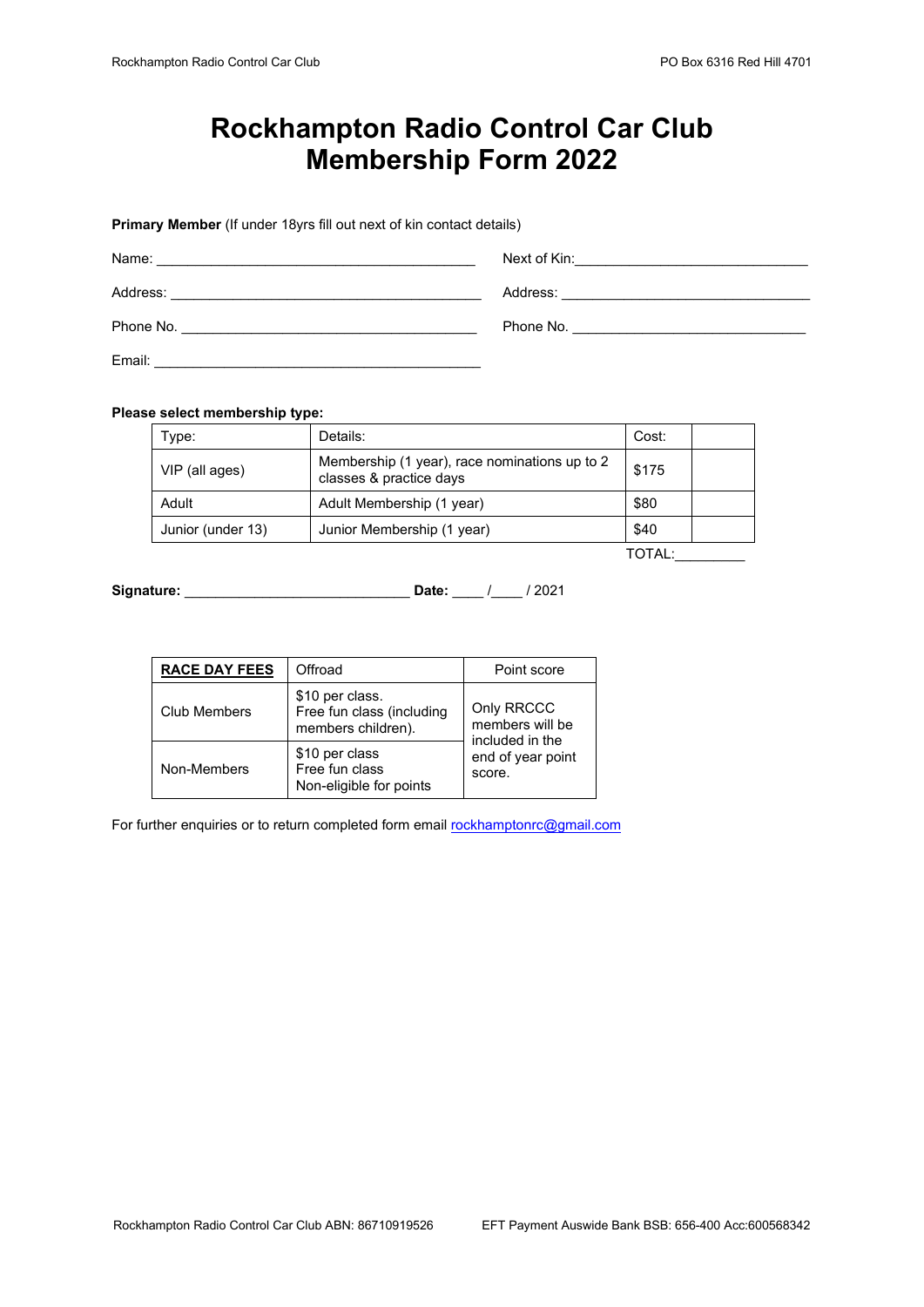# Rockhampton Radio Control Car Club Membership Form 2022

**Primary Member** (If under 18yrs fill out next of kin contact details)

Name: ________________________________________

Address: ________________________________________

Phone No. ________________________________________

Email: ________________________________________

Next of Kin: ________________________________

Address: ________________________________

Phone No. ________________________________

**Please select membership type:**

| Type: | Details: | Cost: | |
|---|---|---|---|
| VIP (all ages) | Membership (1 year), race nominations up to 2 classes & practice days | $175 | |
| Adult | Adult Membership (1 year) | $80 | |
| Junior (under 13) | Junior Membership (1 year) | $40 | |

TOTAL:_________

**Signature:** ____________________________ **Date:** ____ /____ / 2021

| **RACE DAY FEES** | Offroad | Point score |
|---|---|---|
| Club Members | $10 per class.<br>Free fun class (including members children). | Only RRCCC members will be included in the end of year point score. |
| Non-Members | $10 per class<br>Free fun class<br>Non-eligible for points | |

For further enquiries or to return completed form email rockhamptonrc@gmail.com

Rockhampton Radio Control Car Club ABN: 86710919526

EFT Payment Auswide Bank BSB: 656-400 Acc:600568342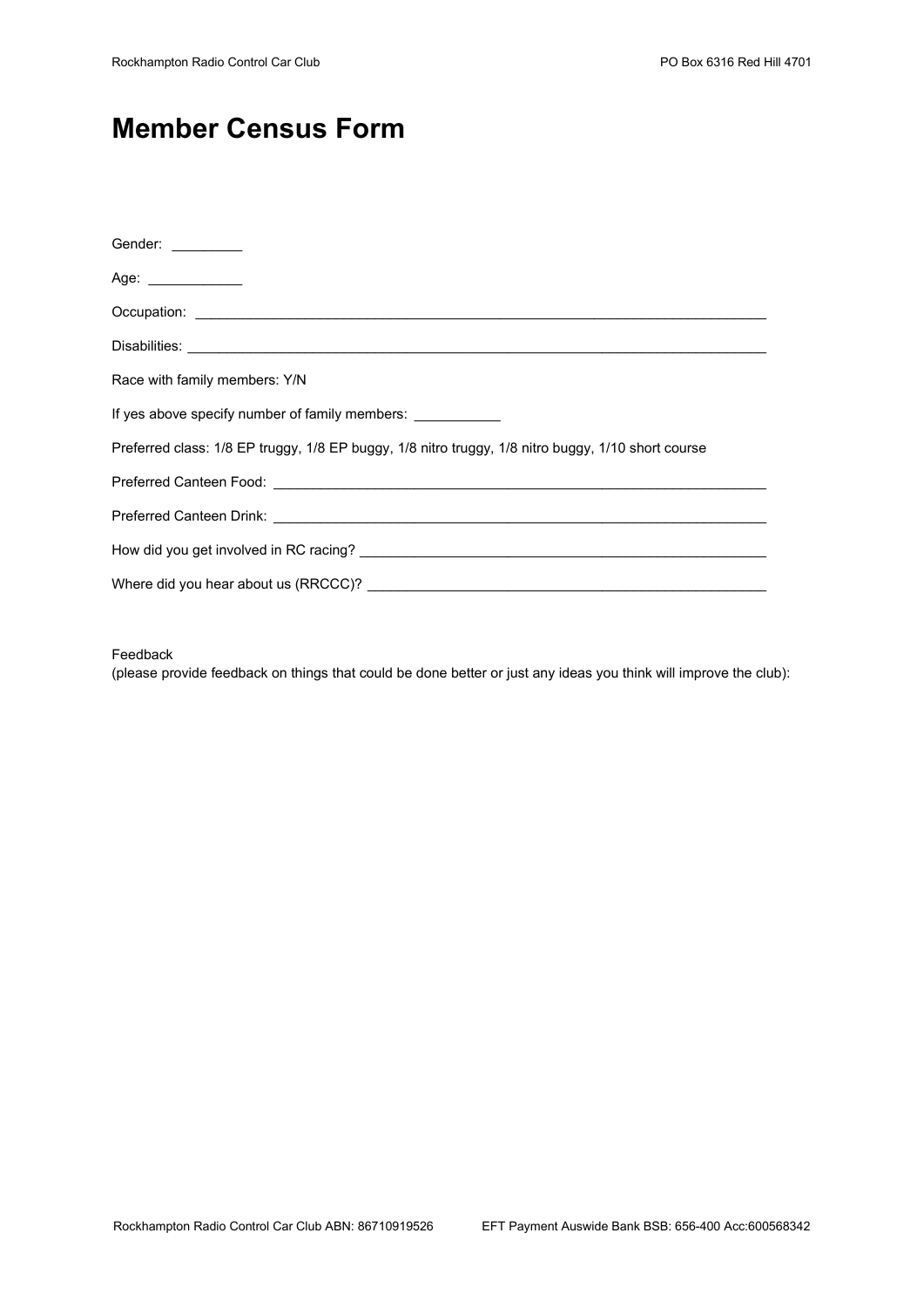# Member Census Form

Gender: _________

Age: ____________

Occupation: ___________________________________________________________________________

Disabilities: ___________________________________________________________________________

Race with family members: Y/N

If yes above specify number of family members: ___________

Preferred class: 1/8 EP truggy, 1/8 EP buggy, 1/8 nitro truggy, 1/8 nitro buggy, 1/10 short course

Preferred Canteen Food: _________________________________________________________________

Preferred Canteen Drink: _________________________________________________________________

How did you get involved in RC racing? _____________________________________________________

Where did you hear about us (RRCCC)? _____________________________________________________

Feedback
(please provide feedback on things that could be done better or just any ideas you think will improve the club):

Rockhampton Radio Control Car Club ABN: 86710919526 EFT Payment Auswide Bank BSB: 656-400 Acc:600568342